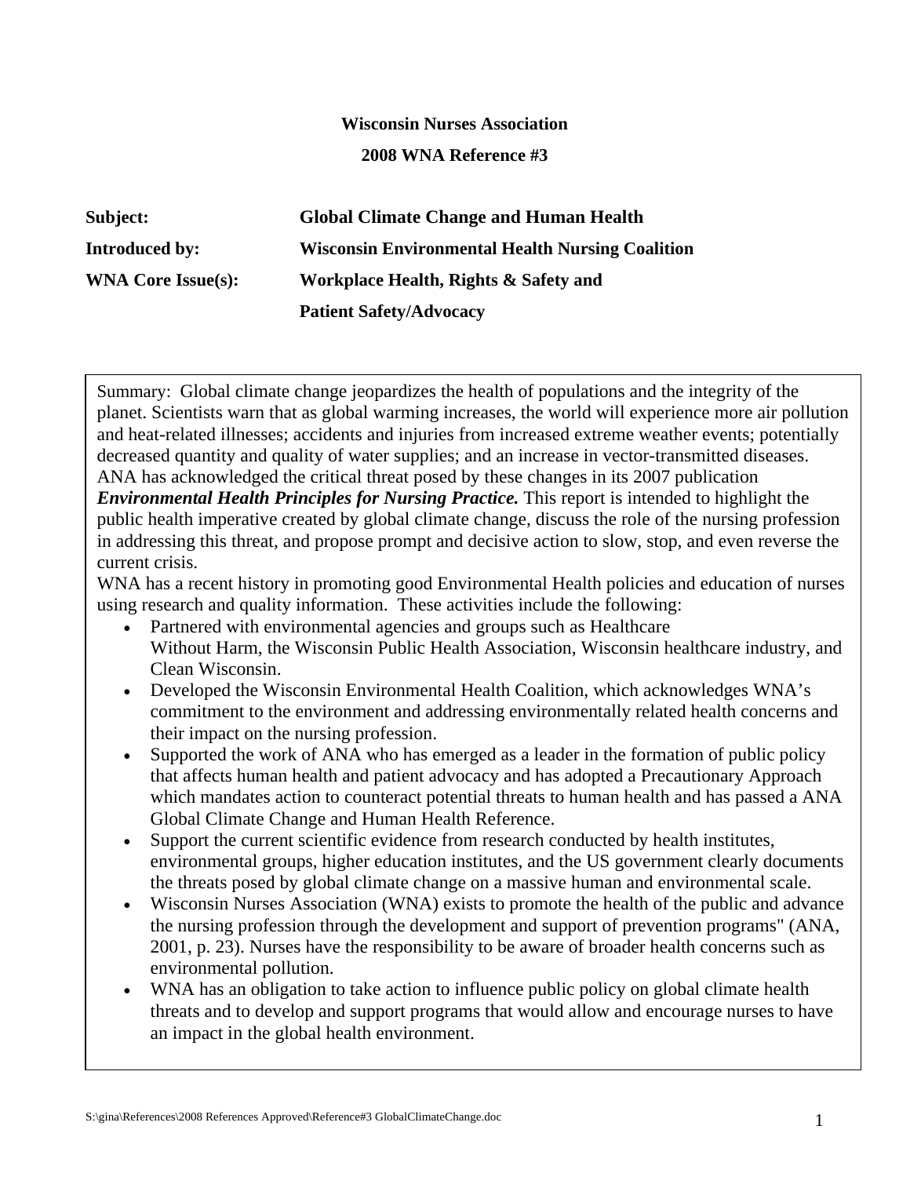**Wisconsin Nurses Association**

**2008 WNA Reference #3**

| | |
|---|---|
| **Subject:** | **Global Climate Change and Human Health** |
| **Introduced by:** | **Wisconsin Environmental Health Nursing Coalition** |
| **WNA Core Issue(s):** | **Workplace Health, Rights & Safety and Patient Safety/Advocacy** |

Summary: Global climate change jeopardizes the health of populations and the integrity of the planet. Scientists warn that as global warming increases, the world will experience more air pollution and heat-related illnesses; accidents and injuries from increased extreme weather events; potentially decreased quantity and quality of water supplies; and an increase in vector-transmitted diseases. ANA has acknowledged the critical threat posed by these changes in its 2007 publication ***Environmental Health Principles for Nursing Practice.*** This report is intended to highlight the public health imperative created by global climate change, discuss the role of the nursing profession in addressing this threat, and propose prompt and decisive action to slow, stop, and even reverse the current crisis.

WNA has a recent history in promoting good Environmental Health policies and education of nurses using research and quality information. These activities include the following:

- Partnered with environmental agencies and groups such as Healthcare Without Harm, the Wisconsin Public Health Association, Wisconsin healthcare industry, and Clean Wisconsin.
- Developed the Wisconsin Environmental Health Coalition, which acknowledges WNA's commitment to the environment and addressing environmentally related health concerns and their impact on the nursing profession.
- Supported the work of ANA who has emerged as a leader in the formation of public policy that affects human health and patient advocacy and has adopted a Precautionary Approach which mandates action to counteract potential threats to human health and has passed a ANA Global Climate Change and Human Health Reference.
- Support the current scientific evidence from research conducted by health institutes, environmental groups, higher education institutes, and the US government clearly documents the threats posed by global climate change on a massive human and environmental scale.
- Wisconsin Nurses Association (WNA) exists to promote the health of the public and advance the nursing profession through the development and support of prevention programs" (ANA, 2001, p. 23). Nurses have the responsibility to be aware of broader health concerns such as environmental pollution.
- WNA has an obligation to take action to influence public policy on global climate health threats and to develop and support programs that would allow and encourage nurses to have an impact in the global health environment.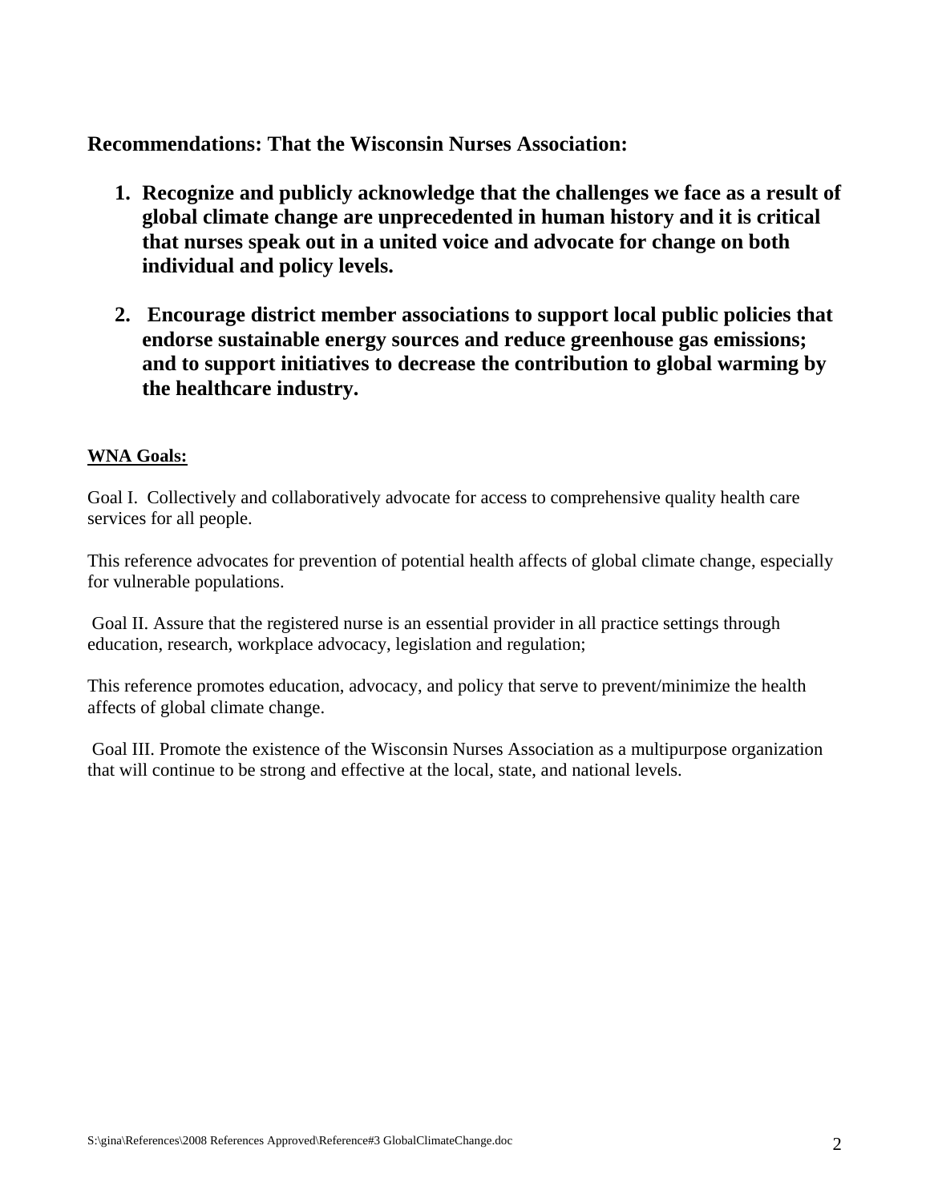**Recommendations: That the Wisconsin Nurses Association:**

1. **Recognize and publicly acknowledge that the challenges we face as a result of global climate change are unprecedented in human history and it is critical that nurses speak out in a united voice and advocate for change on both individual and policy levels.**

2. **Encourage district member associations to support local public policies that endorse sustainable energy sources and reduce greenhouse gas emissions; and to support initiatives to decrease the contribution to global warming by the healthcare industry.**

**WNA Goals:**

Goal I. Collectively and collaboratively advocate for access to comprehensive quality health care services for all people.

This reference advocates for prevention of potential health affects of global climate change, especially for vulnerable populations.

Goal II. Assure that the registered nurse is an essential provider in all practice settings through education, research, workplace advocacy, legislation and regulation;

This reference promotes education, advocacy, and policy that serve to prevent/minimize the health affects of global climate change.

Goal III. Promote the existence of the Wisconsin Nurses Association as a multipurpose organization that will continue to be strong and effective at the local, state, and national levels.